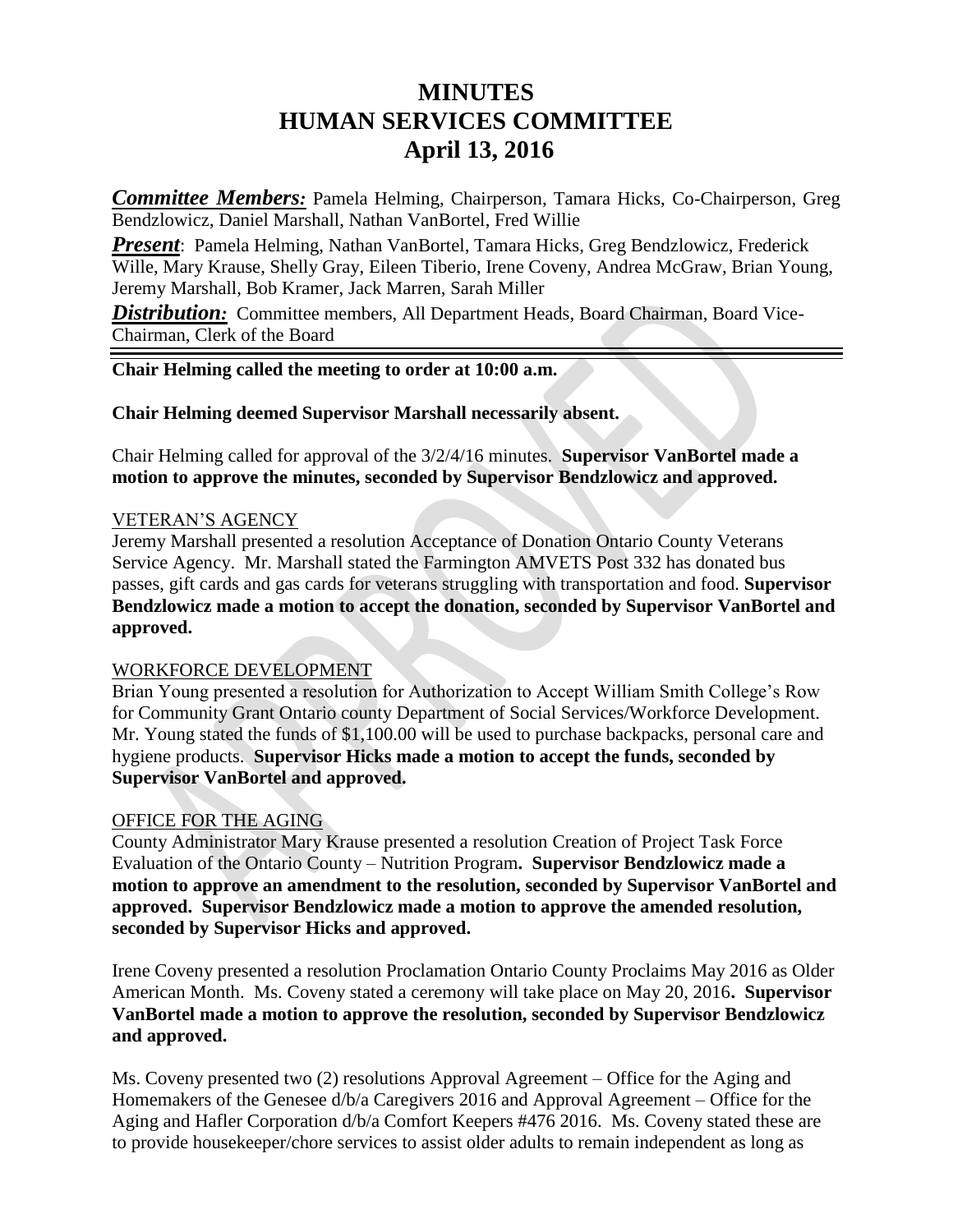# MINUTES
# HUMAN SERVICES COMMITTEE
# April 13, 2016

***Committee Members:*** Pamela Helming, Chairperson, Tamara Hicks, Co-Chairperson, Greg Bendzlowicz, Daniel Marshall, Nathan VanBortel, Fred Willie

***Present***: Pamela Helming, Nathan VanBortel, Tamara Hicks, Greg Bendzlowicz, Frederick Wille, Mary Krause, Shelly Gray, Eileen Tiberio, Irene Coveny, Andrea McGraw, Brian Young, Jeremy Marshall, Bob Kramer, Jack Marren, Sarah Miller

***Distribution:*** Committee members, All Department Heads, Board Chairman, Board Vice-Chairman, Clerk of the Board

---

**Chair Helming called the meeting to order at 10:00 a.m.**

**Chair Helming deemed Supervisor Marshall necessarily absent.**

Chair Helming called for approval of the 3/2/4/16 minutes. **Supervisor VanBortel made a motion to approve the minutes, seconded by Supervisor Bendzlowicz and approved.**

VETERAN'S AGENCY

Jeremy Marshall presented a resolution Acceptance of Donation Ontario County Veterans Service Agency. Mr. Marshall stated the Farmington AMVETS Post 332 has donated bus passes, gift cards and gas cards for veterans struggling with transportation and food. **Supervisor Bendzlowicz made a motion to accept the donation, seconded by Supervisor VanBortel and approved.**

WORKFORCE DEVELOPMENT

Brian Young presented a resolution for Authorization to Accept William Smith College's Row for Community Grant Ontario county Department of Social Services/Workforce Development. Mr. Young stated the funds of $1,100.00 will be used to purchase backpacks, personal care and hygiene products. **Supervisor Hicks made a motion to accept the funds, seconded by Supervisor VanBortel and approved.**

OFFICE FOR THE AGING

County Administrator Mary Krause presented a resolution Creation of Project Task Force Evaluation of the Ontario County – Nutrition Program**. Supervisor Bendzlowicz made a motion to approve an amendment to the resolution, seconded by Supervisor VanBortel and approved. Supervisor Bendzlowicz made a motion to approve the amended resolution, seconded by Supervisor Hicks and approved.**

Irene Coveny presented a resolution Proclamation Ontario County Proclaims May 2016 as Older American Month. Ms. Coveny stated a ceremony will take place on May 20, 2016**. Supervisor VanBortel made a motion to approve the resolution, seconded by Supervisor Bendzlowicz and approved.**

Ms. Coveny presented two (2) resolutions Approval Agreement – Office for the Aging and Homemakers of the Genesee d/b/a Caregivers 2016 and Approval Agreement – Office for the Aging and Hafler Corporation d/b/a Comfort Keepers #476 2016. Ms. Coveny stated these are to provide housekeeper/chore services to assist older adults to remain independent as long as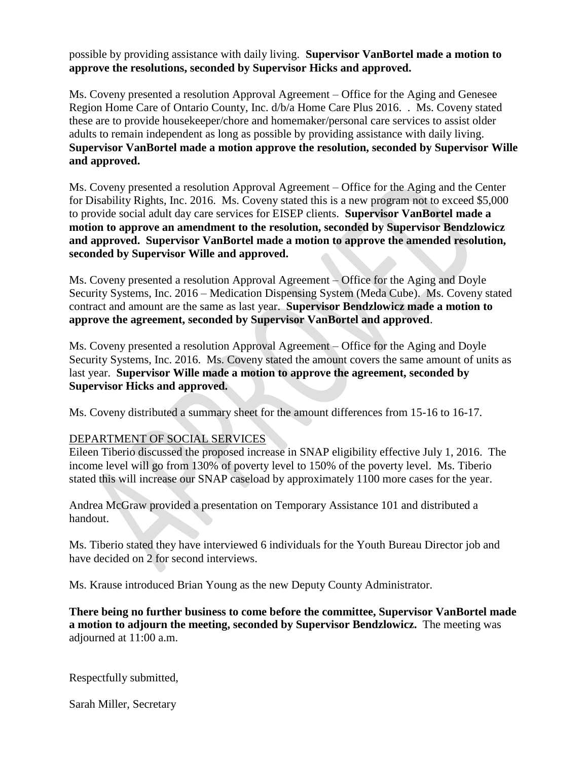possible by providing assistance with daily living. **Supervisor VanBortel made a motion to approve the resolutions, seconded by Supervisor Hicks and approved.**

Ms. Coveny presented a resolution Approval Agreement – Office for the Aging and Genesee Region Home Care of Ontario County, Inc. d/b/a Home Care Plus 2016. . Ms. Coveny stated these are to provide housekeeper/chore and homemaker/personal care services to assist older adults to remain independent as long as possible by providing assistance with daily living. **Supervisor VanBortel made a motion approve the resolution, seconded by Supervisor Wille and approved.**

Ms. Coveny presented a resolution Approval Agreement – Office for the Aging and the Center for Disability Rights, Inc. 2016. Ms. Coveny stated this is a new program not to exceed $5,000 to provide social adult day care services for EISEP clients. **Supervisor VanBortel made a motion to approve an amendment to the resolution, seconded by Supervisor Bendzlowicz and approved. Supervisor VanBortel made a motion to approve the amended resolution, seconded by Supervisor Wille and approved.**

Ms. Coveny presented a resolution Approval Agreement – Office for the Aging and Doyle Security Systems, Inc. 2016 – Medication Dispensing System (Meda Cube). Ms. Coveny stated contract and amount are the same as last year. **Supervisor Bendzlowicz made a motion to approve the agreement, seconded by Supervisor VanBortel and approved**.

Ms. Coveny presented a resolution Approval Agreement – Office for the Aging and Doyle Security Systems, Inc. 2016. Ms. Coveny stated the amount covers the same amount of units as last year. **Supervisor Wille made a motion to approve the agreement, seconded by Supervisor Hicks and approved.**

Ms. Coveny distributed a summary sheet for the amount differences from 15-16 to 16-17.

## DEPARTMENT OF SOCIAL SERVICES

Eileen Tiberio discussed the proposed increase in SNAP eligibility effective July 1, 2016. The income level will go from 130% of poverty level to 150% of the poverty level. Ms. Tiberio stated this will increase our SNAP caseload by approximately 1100 more cases for the year.

Andrea McGraw provided a presentation on Temporary Assistance 101 and distributed a handout.

Ms. Tiberio stated they have interviewed 6 individuals for the Youth Bureau Director job and have decided on 2 for second interviews.

Ms. Krause introduced Brian Young as the new Deputy County Administrator.

**There being no further business to come before the committee, Supervisor VanBortel made a motion to adjourn the meeting, seconded by Supervisor Bendzlowicz.** The meeting was adjourned at 11:00 a.m.

Respectfully submitted,

Sarah Miller, Secretary